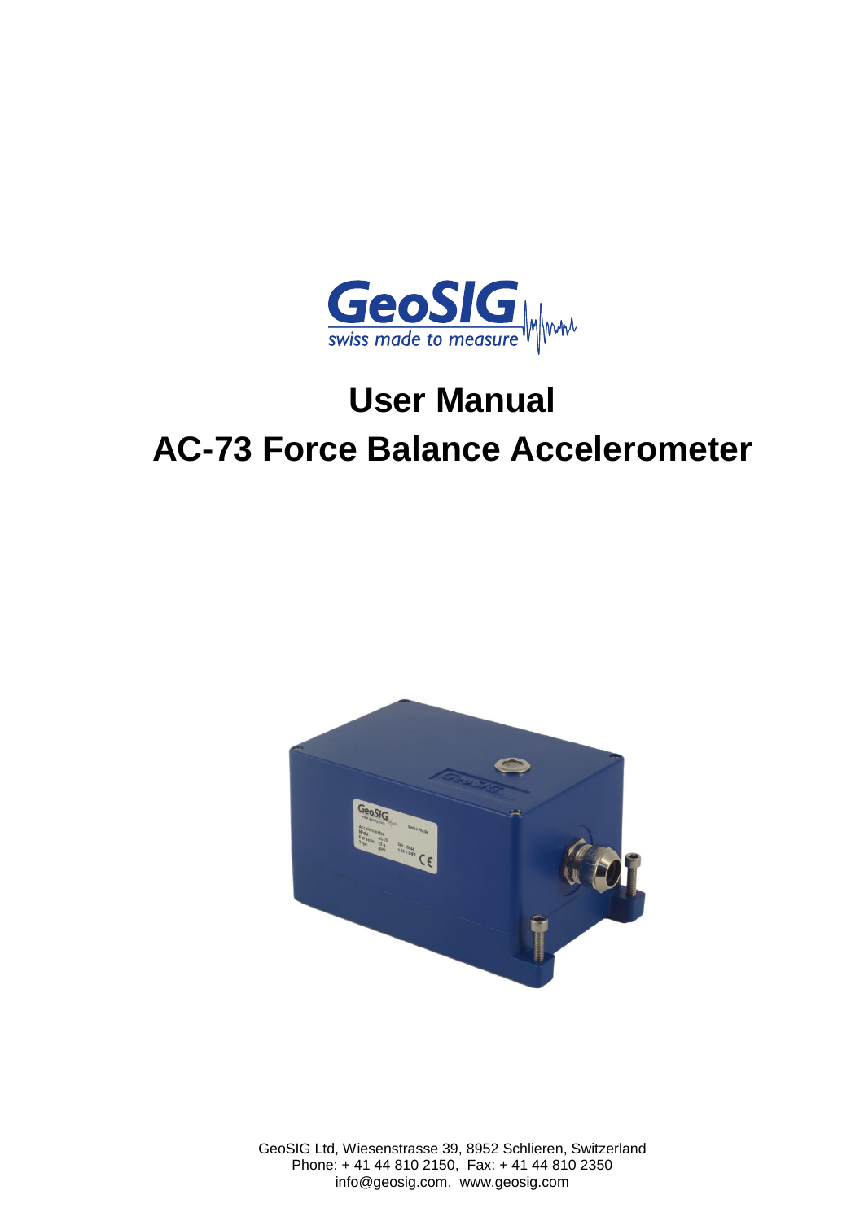GeoSIG

swiss made to measure

# User Manual

# AC-73 Force Balance Accelerometer

GeoSIG Ltd, Wiesenstrasse 39, 8952 Schlieren, Switzerland
Phone: + 41 44 810 2150, Fax: + 41 44 810 2350
info@geosig.com, www.geosig.com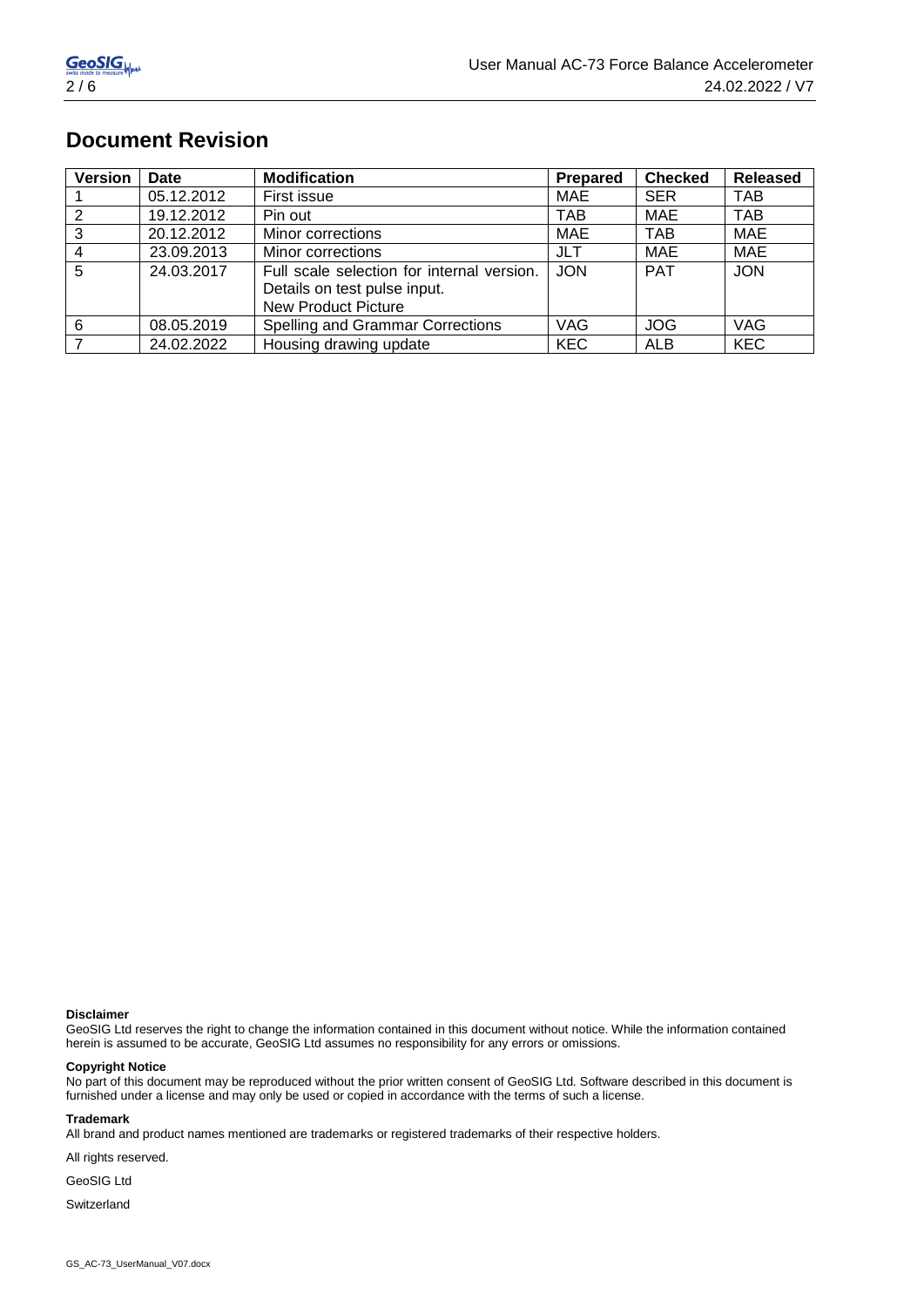# Document Revision

| Version | Date | Modification | Prepared | Checked | Released |
|---|---|---|---|---|---|
| 1 | 05.12.2012 | First issue | MAE | SER | TAB |
| 2 | 19.12.2012 | Pin out | TAB | MAE | TAB |
| 3 | 20.12.2012 | Minor corrections | MAE | TAB | MAE |
| 4 | 23.09.2013 | Minor corrections | JLT | MAE | MAE |
| 5 | 24.03.2017 | Full scale selection for internal version. Details on test pulse input. New Product Picture | JON | PAT | JON |
| 6 | 08.05.2019 | Spelling and Grammar Corrections | VAG | JOG | VAG |
| 7 | 24.02.2022 | Housing drawing update | KEC | ALB | KEC |

**Disclaimer**

GeoSIG Ltd reserves the right to change the information contained in this document without notice. While the information contained herein is assumed to be accurate, GeoSIG Ltd assumes no responsibility for any errors or omissions.

**Copyright Notice**

No part of this document may be reproduced without the prior written consent of GeoSIG Ltd. Software described in this document is furnished under a license and may only be used or copied in accordance with the terms of such a license.

**Trademark**

All brand and product names mentioned are trademarks or registered trademarks of their respective holders.

All rights reserved.

GeoSIG Ltd

Switzerland

GS_AC-73_UserManual_V07.docx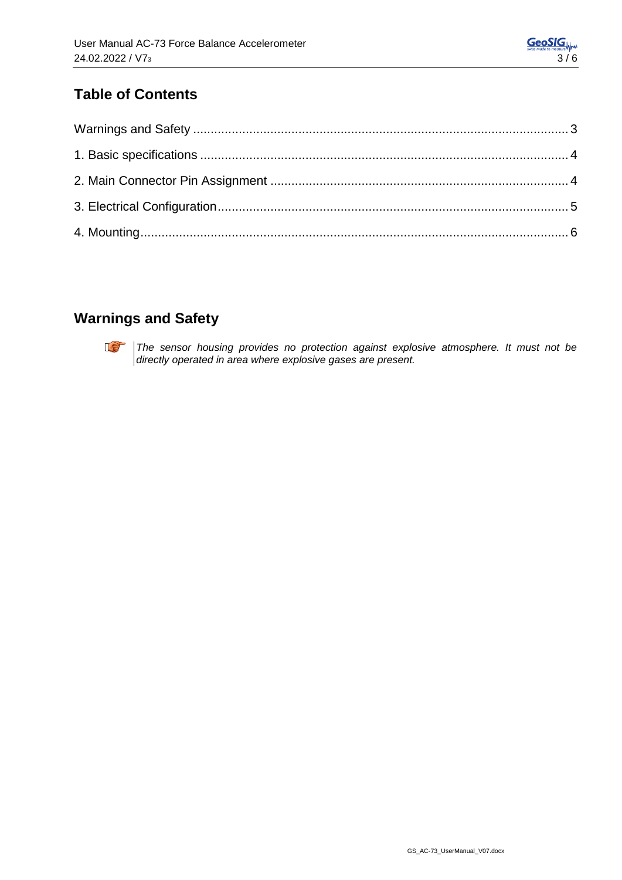## Table of Contents

Warnings and Safety ........................................................................................................ 3

1. Basic specifications ...................................................................................................... 4

2. Main Connector Pin Assignment .................................................................................. 4

3. Electrical Configuration................................................................................................. 5

4. Mounting....................................................................................................................... 6

## Warnings and Safety

*The sensor housing provides no protection against explosive atmosphere. It must not be directly operated in area where explosive gases are present.*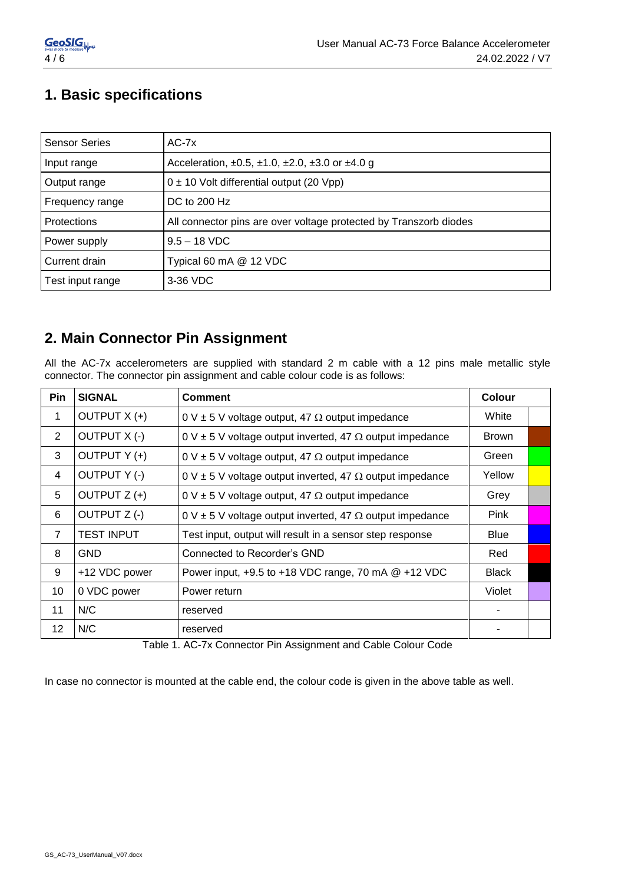## 1. Basic specifications

| Sensor Series | AC-7x |
|---|---|
| Input range | Acceleration, ±0.5, ±1.0, ±2.0, ±3.0 or ±4.0 g |
| Output range | 0 ± 10 Volt differential output (20 Vpp) |
| Frequency range | DC to 200 Hz |
| Protections | All connector pins are over voltage protected by Transzorb diodes |
| Power supply | 9.5 – 18 VDC |
| Current drain | Typical 60 mA @ 12 VDC |
| Test input range | 3-36 VDC |

## 2. Main Connector Pin Assignment

All the AC-7x accelerometers are supplied with standard 2 m cable with a 12 pins male metallic style connector. The connector pin assignment and cable colour code is as follows:

| Pin | SIGNAL | Comment | Colour | |
|---|---|---|---|---|
| 1 | OUTPUT X (+) | 0 V ± 5 V voltage output, 47 Ω output impedance | White | |
| 2 | OUTPUT X (-) | 0 V ± 5 V voltage output inverted, 47 Ω output impedance | Brown | |
| 3 | OUTPUT Y (+) | 0 V ± 5 V voltage output, 47 Ω output impedance | Green | |
| 4 | OUTPUT Y (-) | 0 V ± 5 V voltage output inverted, 47 Ω output impedance | Yellow | |
| 5 | OUTPUT Z (+) | 0 V ± 5 V voltage output, 47 Ω output impedance | Grey | |
| 6 | OUTPUT Z (-) | 0 V ± 5 V voltage output inverted, 47 Ω output impedance | Pink | |
| 7 | TEST INPUT | Test input, output will result in a sensor step response | Blue | |
| 8 | GND | Connected to Recorder's GND | Red | |
| 9 | +12 VDC power | Power input, +9.5 to +18 VDC range, 70 mA @ +12 VDC | Black | |
| 10 | 0 VDC power | Power return | Violet | |
| 11 | N/C | reserved | - | |
| 12 | N/C | reserved | - | |

Table 1. AC-7x Connector Pin Assignment and Cable Colour Code

In case no connector is mounted at the cable end, the colour code is given in the above table as well.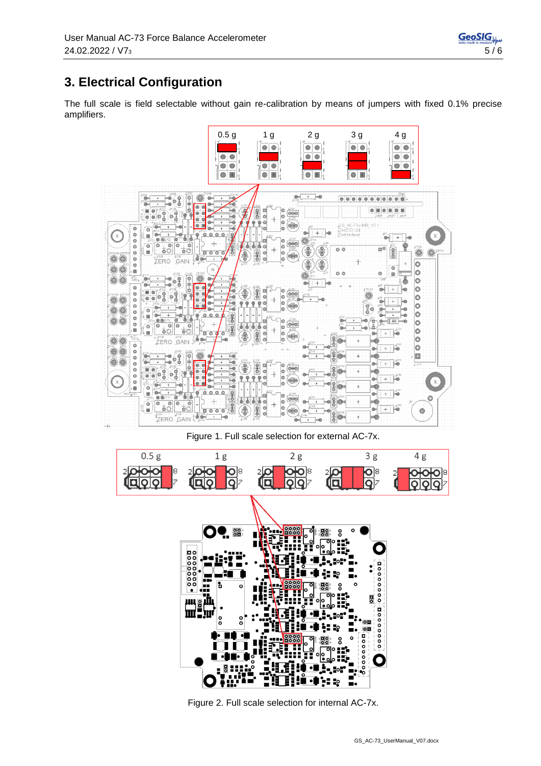# 3. Electrical Configuration

The full scale is field selectable without gain re-calibration by means of jumpers with fixed 0.1% precise amplifiers.

Figure 1. Full scale selection for external AC-7x.

Figure 2. Full scale selection for internal AC-7x.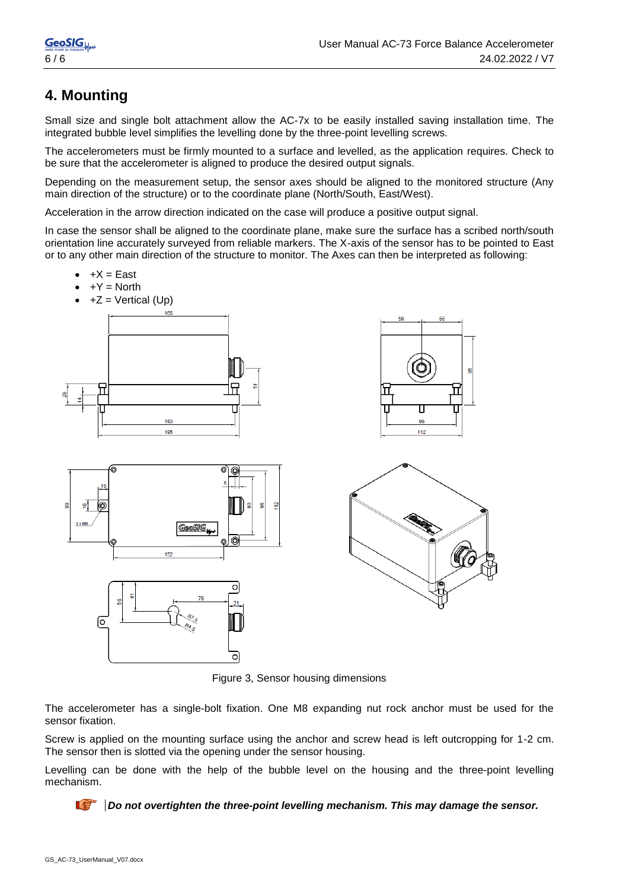# 4. Mounting

Small size and single bolt attachment allow the AC-7x to be easily installed saving installation time. The integrated bubble level simplifies the levelling done by the three-point levelling screws.

The accelerometers must be firmly mounted to a surface and levelled, as the application requires. Check to be sure that the accelerometer is aligned to produce the desired output signals.

Depending on the measurement setup, the sensor axes should be aligned to the monitored structure (Any main direction of the structure) or to the coordinate plane (North/South, East/West).

Acceleration in the arrow direction indicated on the case will produce a positive output signal.

In case the sensor shall be aligned to the coordinate plane, make sure the surface has a scribed north/south orientation line accurately surveyed from reliable markers. The X-axis of the sensor has to be pointed to East or to any other main direction of the structure to monitor. The Axes can then be interpreted as following:

- +X = East
- +Y = North
- +Z = Vertical (Up)

165
29
14
51
183
195
56
56
96
95
112
99
15
16
3 x M6
6
80
96
112
152
56
41
76
21
R7.5
R4.5

Figure 3, Sensor housing dimensions

The accelerometer has a single-bolt fixation. One M8 expanding nut rock anchor must be used for the sensor fixation.

Screw is applied on the mounting surface using the anchor and screw head is left outcropping for 1-2 cm. The sensor then is slotted via the opening under the sensor housing.

Levelling can be done with the help of the bubble level on the housing and the three-point levelling mechanism.

***Do not overtighten the three-point levelling mechanism. This may damage the sensor.***